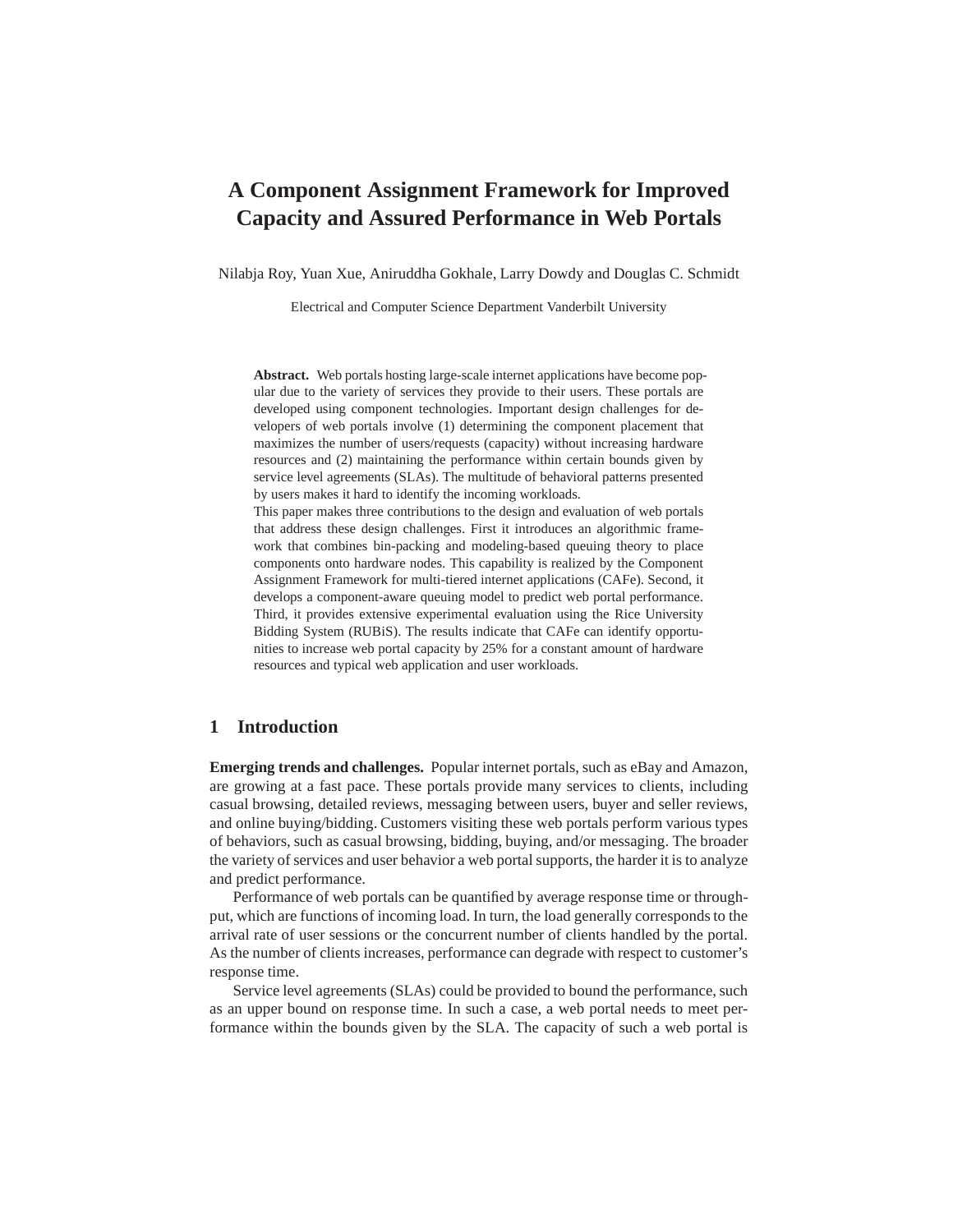# A Component Assignment Framework for Improved Capacity and Assured Performance in Web Portals

Nilabja Roy, Yuan Xue, Aniruddha Gokhale, Larry Dowdy and Douglas C. Schmidt

Electrical and Computer Science Department Vanderbilt University

**Abstract.** Web portals hosting large-scale internet applications have become popular due to the variety of services they provide to their users. These portals are developed using component technologies. Important design challenges for developers of web portals involve (1) determining the component placement that maximizes the number of users/requests (capacity) without increasing hardware resources and (2) maintaining the performance within certain bounds given by service level agreements (SLAs). The multitude of behavioral patterns presented by users makes it hard to identify the incoming workloads.
This paper makes three contributions to the design and evaluation of web portals that address these design challenges. First it introduces an algorithmic framework that combines bin-packing and modeling-based queuing theory to place components onto hardware nodes. This capability is realized by the Component Assignment Framework for multi-tiered internet applications (CAFe). Second, it develops a component-aware queuing model to predict web portal performance. Third, it provides extensive experimental evaluation using the Rice University Bidding System (RUBiS). The results indicate that CAFe can identify opportunities to increase web portal capacity by 25% for a constant amount of hardware resources and typical web application and user workloads.

## 1 Introduction

**Emerging trends and challenges.** Popular internet portals, such as eBay and Amazon, are growing at a fast pace. These portals provide many services to clients, including casual browsing, detailed reviews, messaging between users, buyer and seller reviews, and online buying/bidding. Customers visiting these web portals perform various types of behaviors, such as casual browsing, bidding, buying, and/or messaging. The broader the variety of services and user behavior a web portal supports, the harder it is to analyze and predict performance.

Performance of web portals can be quantified by average response time or throughput, which are functions of incoming load. In turn, the load generally corresponds to the arrival rate of user sessions or the concurrent number of clients handled by the portal. As the number of clients increases, performance can degrade with respect to customer's response time.

Service level agreements (SLAs) could be provided to bound the performance, such as an upper bound on response time. In such a case, a web portal needs to meet performance within the bounds given by the SLA. The capacity of such a web portal is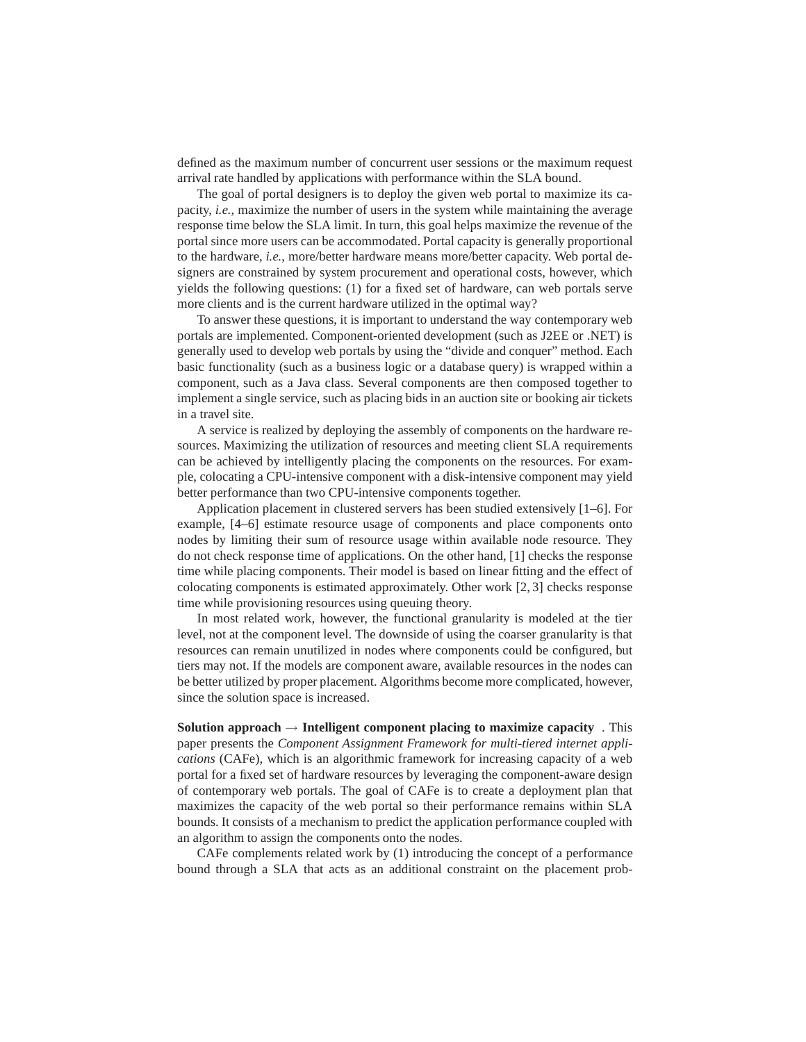defined as the maximum number of concurrent user sessions or the maximum request arrival rate handled by applications with performance within the SLA bound.

The goal of portal designers is to deploy the given web portal to maximize its capacity, *i.e.,* maximize the number of users in the system while maintaining the average response time below the SLA limit. In turn, this goal helps maximize the revenue of the portal since more users can be accommodated. Portal capacity is generally proportional to the hardware, *i.e.*, more/better hardware means more/better capacity. Web portal designers are constrained by system procurement and operational costs, however, which yields the following questions: (1) for a fixed set of hardware, can web portals serve more clients and is the current hardware utilized in the optimal way?

To answer these questions, it is important to understand the way contemporary web portals are implemented. Component-oriented development (such as J2EE or .NET) is generally used to develop web portals by using the "divide and conquer" method. Each basic functionality (such as a business logic or a database query) is wrapped within a component, such as a Java class. Several components are then composed together to implement a single service, such as placing bids in an auction site or booking air tickets in a travel site.

A service is realized by deploying the assembly of components on the hardware resources. Maximizing the utilization of resources and meeting client SLA requirements can be achieved by intelligently placing the components on the resources. For example, colocating a CPU-intensive component with a disk-intensive component may yield better performance than two CPU-intensive components together.

Application placement in clustered servers has been studied extensively [1–6]. For example, [4–6] estimate resource usage of components and place components onto nodes by limiting their sum of resource usage within available node resource. They do not check response time of applications. On the other hand, [1] checks the response time while placing components. Their model is based on linear fitting and the effect of colocating components is estimated approximately. Other work [2, 3] checks response time while provisioning resources using queuing theory.

In most related work, however, the functional granularity is modeled at the tier level, not at the component level. The downside of using the coarser granularity is that resources can remain unutilized in nodes where components could be configured, but tiers may not. If the models are component aware, available resources in the nodes can be better utilized by proper placement. Algorithms become more complicated, however, since the solution space is increased.

**Solution approach → Intelligent component placing to maximize capacity** . This paper presents the *Component Assignment Framework for multi-tiered internet applications* (CAFe), which is an algorithmic framework for increasing capacity of a web portal for a fixed set of hardware resources by leveraging the component-aware design of contemporary web portals. The goal of CAFe is to create a deployment plan that maximizes the capacity of the web portal so their performance remains within SLA bounds. It consists of a mechanism to predict the application performance coupled with an algorithm to assign the components onto the nodes.

CAFe complements related work by (1) introducing the concept of a performance bound through a SLA that acts as an additional constraint on the placement prob-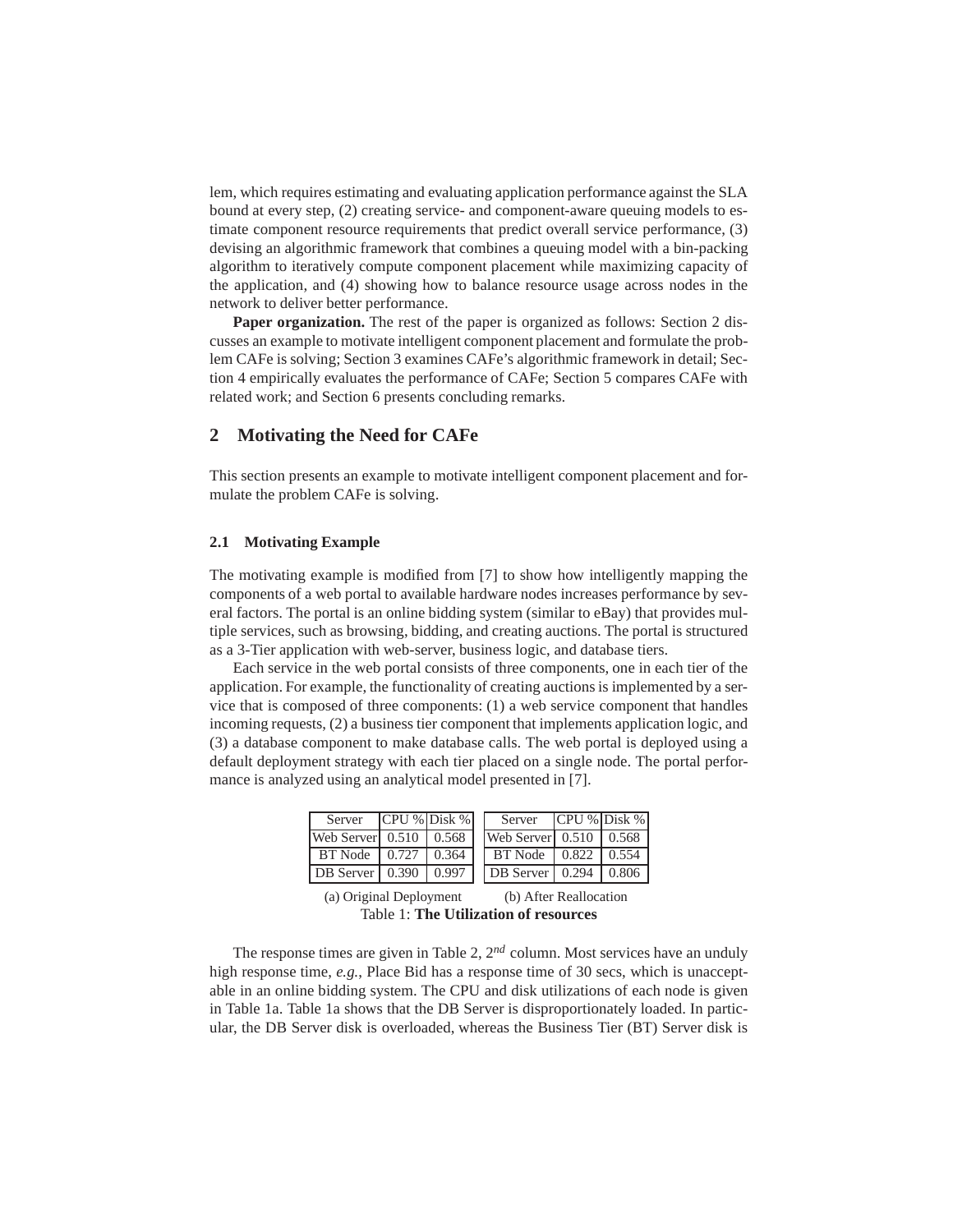lem, which requires estimating and evaluating application performance against the SLA bound at every step, (2) creating service- and component-aware queuing models to estimate component resource requirements that predict overall service performance, (3) devising an algorithmic framework that combines a queuing model with a bin-packing algorithm to iteratively compute component placement while maximizing capacity of the application, and (4) showing how to balance resource usage across nodes in the network to deliver better performance.

**Paper organization.** The rest of the paper is organized as follows: Section 2 discusses an example to motivate intelligent component placement and formulate the problem CAFe is solving; Section 3 examines CAFe's algorithmic framework in detail; Section 4 empirically evaluates the performance of CAFe; Section 5 compares CAFe with related work; and Section 6 presents concluding remarks.

## 2 Motivating the Need for CAFe

This section presents an example to motivate intelligent component placement and formulate the problem CAFe is solving.

### 2.1 Motivating Example

The motivating example is modified from [7] to show how intelligently mapping the components of a web portal to available hardware nodes increases performance by several factors. The portal is an online bidding system (similar to eBay) that provides multiple services, such as browsing, bidding, and creating auctions. The portal is structured as a 3-Tier application with web-server, business logic, and database tiers.

Each service in the web portal consists of three components, one in each tier of the application. For example, the functionality of creating auctions is implemented by a service that is composed of three components: (1) a web service component that handles incoming requests, (2) a business tier component that implements application logic, and (3) a database component to make database calls. The web portal is deployed using a default deployment strategy with each tier placed on a single node. The portal performance is analyzed using an analytical model presented in [7].

| Server | CPU % | Disk % |
|---|---|---|
| Web Server | 0.510 | 0.568 |
| BT Node | 0.727 | 0.364 |
| DB Server | 0.390 | 0.997 |

(a) Original Deployment

| Server | CPU % | Disk % |
|---|---|---|
| Web Server | 0.510 | 0.568 |
| BT Node | 0.822 | 0.554 |
| DB Server | 0.294 | 0.806 |

(b) After Reallocation

Table 1: **The Utilization of resources**

The response times are given in Table 2, $2^{nd}$ column. Most services have an unduly high response time, *e.g.*, Place Bid has a response time of 30 secs, which is unacceptable in an online bidding system. The CPU and disk utilizations of each node is given in Table 1a. Table 1a shows that the DB Server is disproportionately loaded. In particular, the DB Server disk is overloaded, whereas the Business Tier (BT) Server disk is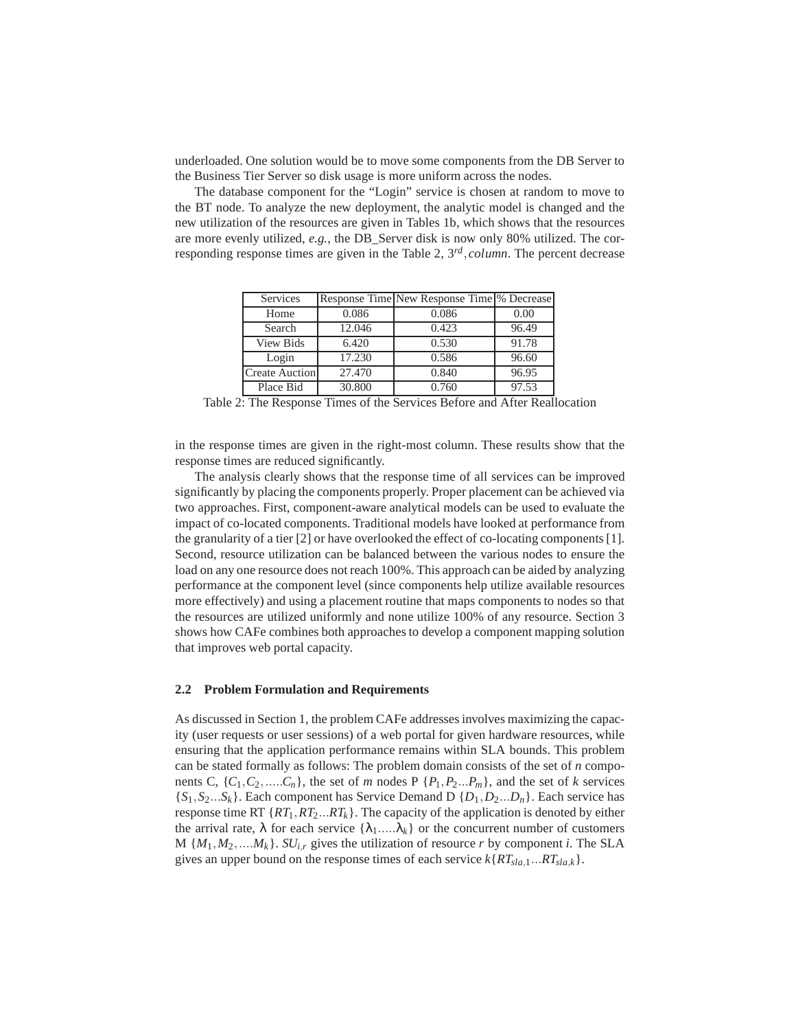underloaded. One solution would be to move some components from the DB Server to the Business Tier Server so disk usage is more uniform across the nodes.

The database component for the "Login" service is chosen at random to move to the BT node. To analyze the new deployment, the analytic model is changed and the new utilization of the resources are given in Tables 1b, which shows that the resources are more evenly utilized, *e.g.*, the DB_Server disk is now only 80% utilized. The corresponding response times are given in the Table 2, $3^{rd}, column$. The percent decrease

| Services | Response Time | New Response Time | % Decrease |
|---|---|---|---|
| Home | 0.086 | 0.086 | 0.00 |
| Search | 12.046 | 0.423 | 96.49 |
| View Bids | 6.420 | 0.530 | 91.78 |
| Login | 17.230 | 0.586 | 96.60 |
| Create Auction | 27.470 | 0.840 | 96.95 |
| Place Bid | 30.800 | 0.760 | 97.53 |

Table 2: The Response Times of the Services Before and After Reallocation

in the response times are given in the right-most column. These results show that the response times are reduced significantly.

The analysis clearly shows that the response time of all services can be improved significantly by placing the components properly. Proper placement can be achieved via two approaches. First, component-aware analytical models can be used to evaluate the impact of co-located components. Traditional models have looked at performance from the granularity of a tier [2] or have overlooked the effect of co-locating components [1]. Second, resource utilization can be balanced between the various nodes to ensure the load on any one resource does not reach 100%. This approach can be aided by analyzing performance at the component level (since components help utilize available resources more effectively) and using a placement routine that maps components to nodes so that the resources are utilized uniformly and none utilize 100% of any resource. Section 3 shows how CAFe combines both approaches to develop a component mapping solution that improves web portal capacity.

### 2.2 Problem Formulation and Requirements

As discussed in Section 1, the problem CAFe addresses involves maximizing the capacity (user requests or user sessions) of a web portal for given hardware resources, while ensuring that the application performance remains within SLA bounds. This problem can be stated formally as follows: The problem domain consists of the set of $n$ components C, $\{C_1, C_2, .....C_n\}$, the set of $m$ nodes P $\{P_1, P_2...P_m\}$, and the set of $k$ services $\{S_1, S_2...S_k\}$. Each component has Service Demand D $\{D_1, D_2...D_n\}$. Each service has response time RT $\{RT_1, RT_2...RT_k\}$. The capacity of the application is denoted by either the arrival rate, $\lambda$ for each service $\{\lambda_1.....\lambda_k\}$ or the concurrent number of customers M $\{M_1, M_2, ....M_k\}$. $SU_{i,r}$ gives the utilization of resource $r$ by component $i$. The SLA gives an upper bound on the response times of each service $k\{RT_{sla,1}...RT_{sla,k}\}$.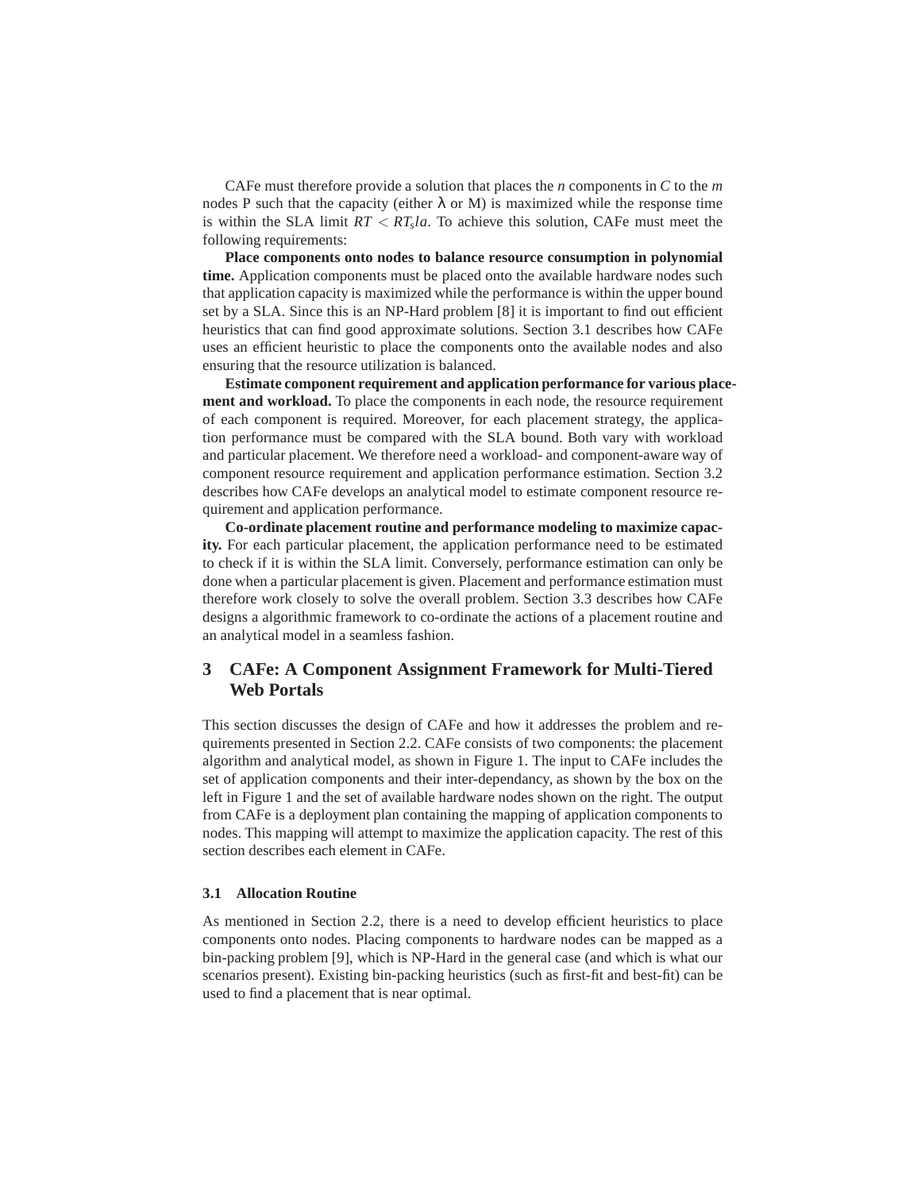CAFe must therefore provide a solution that places the *n* components in *C* to the *m* nodes P such that the capacity (either $\lambda$ or M) is maximized while the response time is within the SLA limit $RT < RT_sla$. To achieve this solution, CAFe must meet the following requirements:

**Place components onto nodes to balance resource consumption in polynomial time.** Application components must be placed onto the available hardware nodes such that application capacity is maximized while the performance is within the upper bound set by a SLA. Since this is an NP-Hard problem [8] it is important to find out efficient heuristics that can find good approximate solutions. Section 3.1 describes how CAFe uses an efficient heuristic to place the components onto the available nodes and also ensuring that the resource utilization is balanced.

**Estimate component requirement and application performance for various placement and workload.** To place the components in each node, the resource requirement of each component is required. Moreover, for each placement strategy, the application performance must be compared with the SLA bound. Both vary with workload and particular placement. We therefore need a workload- and component-aware way of component resource requirement and application performance estimation. Section 3.2 describes how CAFe develops an analytical model to estimate component resource requirement and application performance.

**Co-ordinate placement routine and performance modeling to maximize capacity.** For each particular placement, the application performance need to be estimated to check if it is within the SLA limit. Conversely, performance estimation can only be done when a particular placement is given. Placement and performance estimation must therefore work closely to solve the overall problem. Section 3.3 describes how CAFe designs a algorithmic framework to co-ordinate the actions of a placement routine and an analytical model in a seamless fashion.

## 3 CAFe: A Component Assignment Framework for Multi-Tiered Web Portals

This section discusses the design of CAFe and how it addresses the problem and requirements presented in Section 2.2. CAFe consists of two components: the placement algorithm and analytical model, as shown in Figure 1. The input to CAFe includes the set of application components and their inter-dependancy, as shown by the box on the left in Figure 1 and the set of available hardware nodes shown on the right. The output from CAFe is a deployment plan containing the mapping of application components to nodes. This mapping will attempt to maximize the application capacity. The rest of this section describes each element in CAFe.

### 3.1 Allocation Routine

As mentioned in Section 2.2, there is a need to develop efficient heuristics to place components onto nodes. Placing components to hardware nodes can be mapped as a bin-packing problem [9], which is NP-Hard in the general case (and which is what our scenarios present). Existing bin-packing heuristics (such as first-fit and best-fit) can be used to find a placement that is near optimal.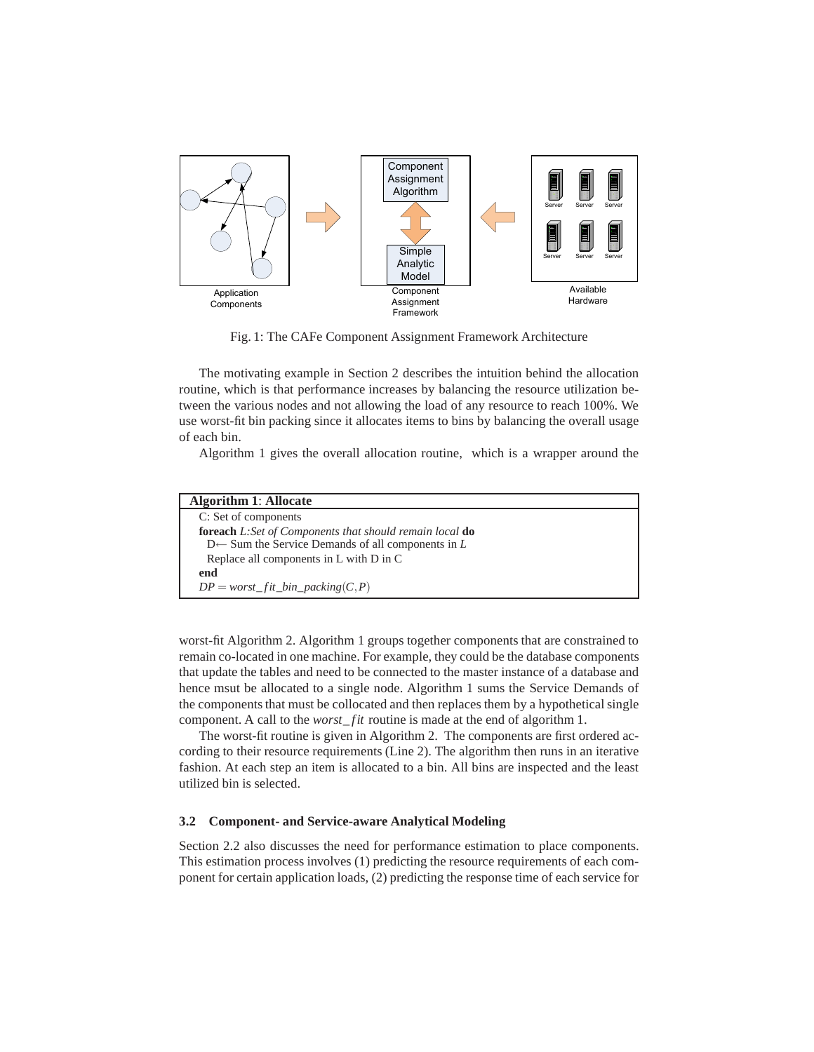Fig. 1: The CAFe Component Assignment Framework Architecture

The motivating example in Section 2 describes the intuition behind the allocation routine, which is that performance increases by balancing the resource utilization between the various nodes and not allowing the load of any resource to reach 100%. We use worst-fit bin packing since it allocates items to bins by balancing the overall usage of each bin.

Algorithm 1 gives the overall allocation routine, which is a wrapper around the

```
Algorithm 1: Allocate
C: Set of components
foreach L:Set of Components that should remain local do
  D← Sum the Service Demands of all components in L
  Replace all components in L with D in C
end
DP = worst_fit_bin_packing(C,P)
```

worst-fit Algorithm 2. Algorithm 1 groups together components that are constrained to remain co-located in one machine. For example, they could be the database components that update the tables and need to be connected to the master instance of a database and hence msut be allocated to a single node. Algorithm 1 sums the Service Demands of the components that must be collocated and then replaces them by a hypothetical single component. A call to the *worst_fit* routine is made at the end of algorithm 1.

The worst-fit routine is given in Algorithm 2. The components are first ordered according to their resource requirements (Line 2). The algorithm then runs in an iterative fashion. At each step an item is allocated to a bin. All bins are inspected and the least utilized bin is selected.

### 3.2 Component- and Service-aware Analytical Modeling

Section 2.2 also discusses the need for performance estimation to place components. This estimation process involves (1) predicting the resource requirements of each component for certain application loads, (2) predicting the response time of each service for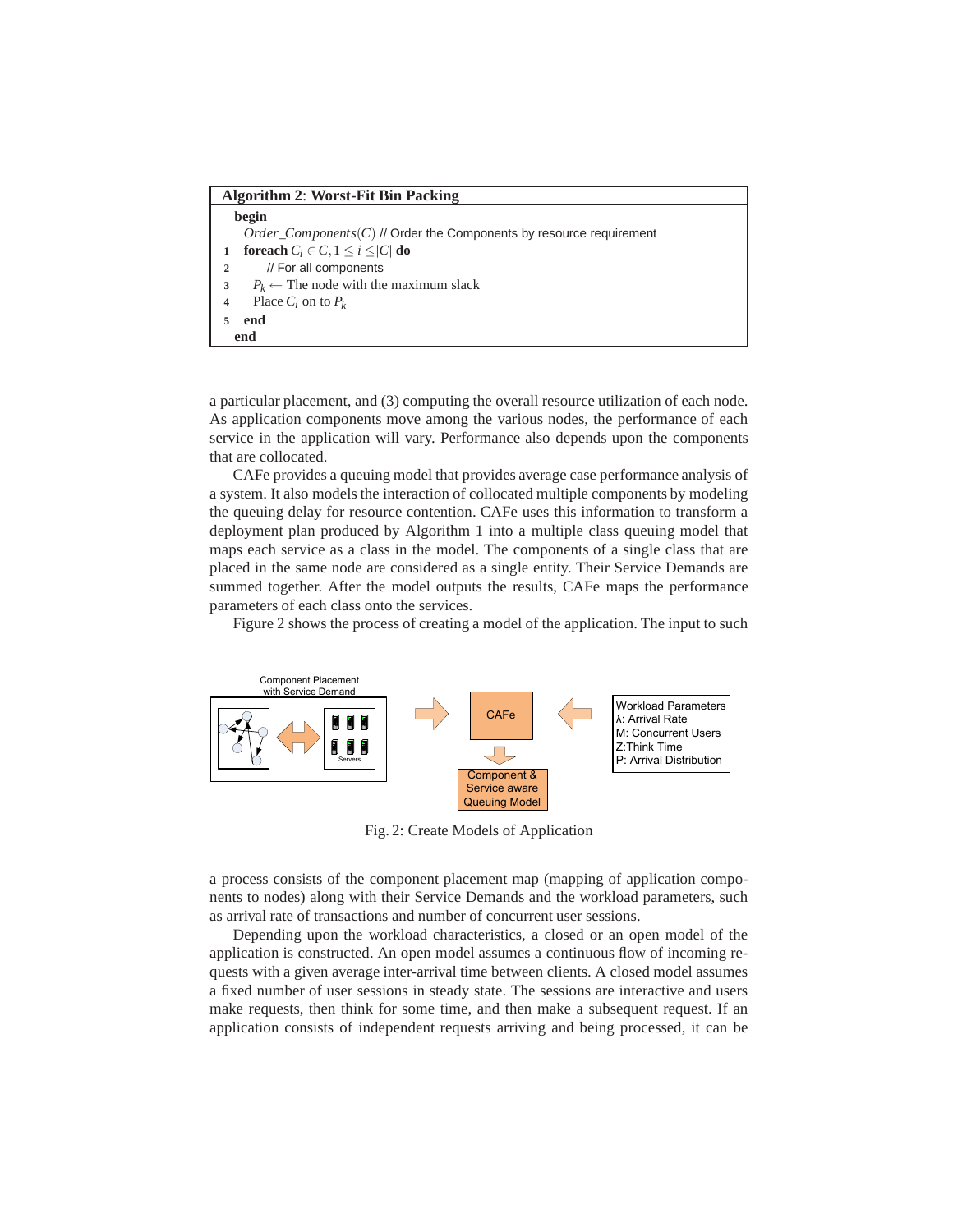**Algorithm 2**: **Worst-Fit Bin Packing**

```
begin
    Order_Components(C) // Order the Components by resource requirement
1   foreach C_i ∈ C, 1 ≤ i ≤ |C| do
2       // For all components
3       P_k ← The node with the maximum slack
4       Place C_i on to P_k
5   end
end
```

a particular placement, and (3) computing the overall resource utilization of each node. As application components move among the various nodes, the performance of each service in the application will vary. Performance also depends upon the components that are collocated.

CAFe provides a queuing model that provides average case performance analysis of a system. It also models the interaction of collocated multiple components by modeling the queuing delay for resource contention. CAFe uses this information to transform a deployment plan produced by Algorithm 1 into a multiple class queuing model that maps each service as a class in the model. The components of a single class that are placed in the same node are considered as a single entity. Their Service Demands are summed together. After the model outputs the results, CAFe maps the performance parameters of each class onto the services.

Figure 2 shows the process of creating a model of the application. The input to such

Fig. 2: Create Models of Application

a process consists of the component placement map (mapping of application components to nodes) along with their Service Demands and the workload parameters, such as arrival rate of transactions and number of concurrent user sessions.

Depending upon the workload characteristics, a closed or an open model of the application is constructed. An open model assumes a continuous flow of incoming requests with a given average inter-arrival time between clients. A closed model assumes a fixed number of user sessions in steady state. The sessions are interactive and users make requests, then think for some time, and then make a subsequent request. If an application consists of independent requests arriving and being processed, it can be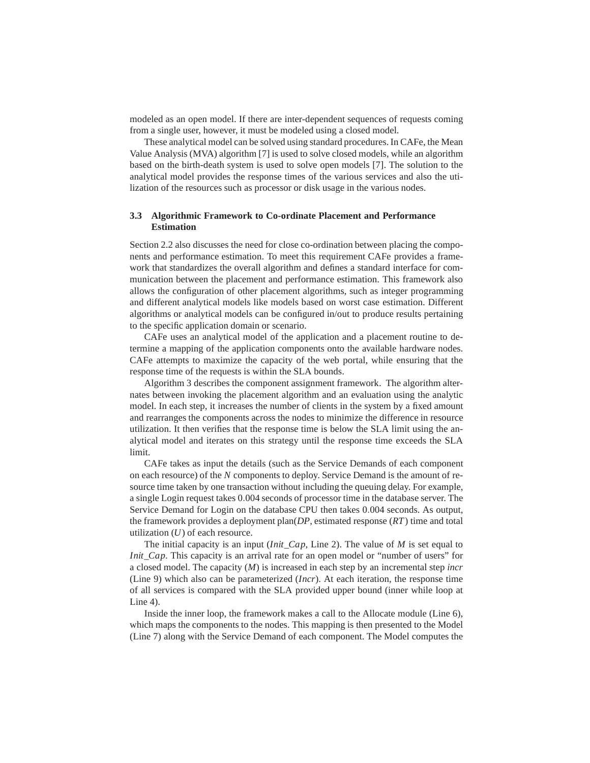modeled as an open model. If there are inter-dependent sequences of requests coming from a single user, however, it must be modeled using a closed model.

These analytical model can be solved using standard procedures. In CAFe, the Mean Value Analysis (MVA) algorithm [7] is used to solve closed models, while an algorithm based on the birth-death system is used to solve open models [7]. The solution to the analytical model provides the response times of the various services and also the utilization of the resources such as processor or disk usage in the various nodes.

### 3.3 Algorithmic Framework to Co-ordinate Placement and Performance Estimation

Section 2.2 also discusses the need for close co-ordination between placing the components and performance estimation. To meet this requirement CAFe provides a framework that standardizes the overall algorithm and defines a standard interface for communication between the placement and performance estimation. This framework also allows the configuration of other placement algorithms, such as integer programming and different analytical models like models based on worst case estimation. Different algorithms or analytical models can be configured in/out to produce results pertaining to the specific application domain or scenario.

CAFe uses an analytical model of the application and a placement routine to determine a mapping of the application components onto the available hardware nodes. CAFe attempts to maximize the capacity of the web portal, while ensuring that the response time of the requests is within the SLA bounds.

Algorithm 3 describes the component assignment framework. The algorithm alternates between invoking the placement algorithm and an evaluation using the analytic model. In each step, it increases the number of clients in the system by a fixed amount and rearranges the components across the nodes to minimize the difference in resource utilization. It then verifies that the response time is below the SLA limit using the analytical model and iterates on this strategy until the response time exceeds the SLA limit.

CAFe takes as input the details (such as the Service Demands of each component on each resource) of the *N* components to deploy. Service Demand is the amount of resource time taken by one transaction without including the queuing delay. For example, a single Login request takes 0.004 seconds of processor time in the database server. The Service Demand for Login on the database CPU then takes 0.004 seconds. As output, the framework provides a deployment plan(*DP*, estimated response ($RT$) time and total utilization ($U$) of each resource.

The initial capacity is an input ($Init\_Cap$, Line 2). The value of *M* is set equal to $Init\_Cap$. This capacity is an arrival rate for an open model or "number of users" for a closed model. The capacity (*M*) is increased in each step by an incremental step *incr* (Line 9) which also can be parameterized (*Incr*). At each iteration, the response time of all services is compared with the SLA provided upper bound (inner while loop at Line 4).

Inside the inner loop, the framework makes a call to the Allocate module (Line 6), which maps the components to the nodes. This mapping is then presented to the Model (Line 7) along with the Service Demand of each component. The Model computes the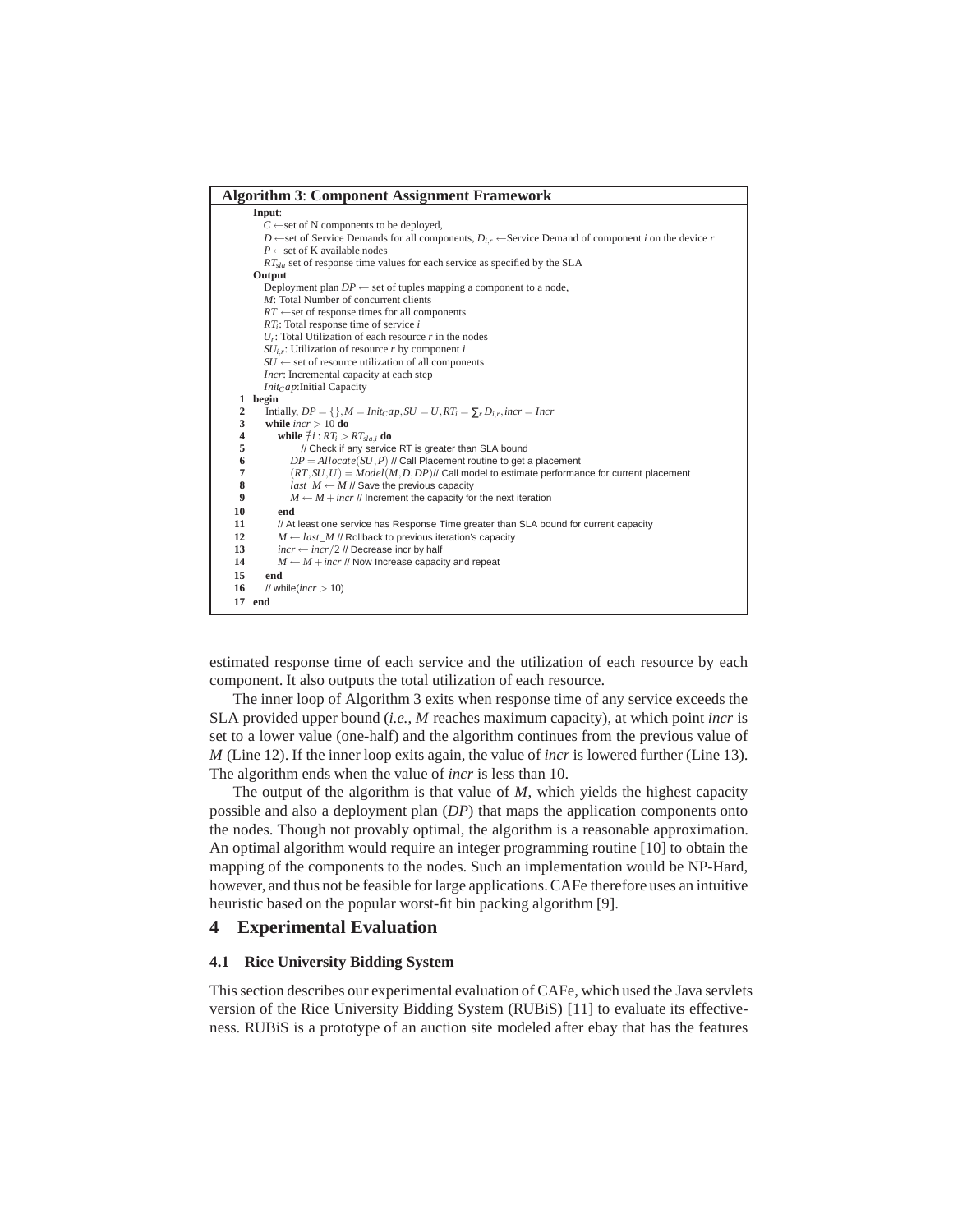**Algorithm 3**: **Component Assignment Framework**

```
Input:
  C ←set of N components to be deployed,
  D ←set of Service Demands for all components, D_{i,r} ←Service Demand of component i on the device r
  P ←set of K available nodes
  RT_sla set of response time values for each service as specified by the SLA
Output:
  Deployment plan DP ← set of tuples mapping a component to a node,
  M: Total Number of concurrent clients
  RT ←set of response times for all components
  RT_i: Total response time of service i
  U_r: Total Utilization of each resource r in the nodes
  SU_{i,r}: Utilization of resource r by component i
  SU ← set of resource utilization of all components
  Incr: Incremental capacity at each step
  Init_C ap:Initial Capacity
1  begin
2    Intially, DP = {}, M = Init_C ap, SU = U, RT_i = ∑_r D_{i,r}, incr = Incr
3    while incr > 10 do
4      while ∄i : RT_i > RT_{sla,i} do
5          // Check if any service RT is greater than SLA bound
6        DP = Allocate(SU, P) // Call Placement routine to get a placement
7        (RT, SU, U) = Model(M, D, DP)// Call model to estimate performance for current placement
8        last_M ← M // Save the previous capacity
9        M ← M + incr // Increment the capacity for the next iteration
10     end
11     // At least one service has Response Time greater than SLA bound for current capacity
12     M ← last_M // Rollback to previous iteration's capacity
13     incr ← incr/2 // Decrease incr by half
14     M ← M + incr // Now Increase capacity and repeat
15   end
16   // while(incr > 10)
17 end
```

estimated response time of each service and the utilization of each resource by each component. It also outputs the total utilization of each resource.

The inner loop of Algorithm 3 exits when response time of any service exceeds the SLA provided upper bound (*i.e.*, $M$ reaches maximum capacity), at which point *incr* is set to a lower value (one-half) and the algorithm continues from the previous value of $M$ (Line 12). If the inner loop exits again, the value of *incr* is lowered further (Line 13). The algorithm ends when the value of *incr* is less than 10.

The output of the algorithm is that value of $M$, which yields the highest capacity possible and also a deployment plan (*DP*) that maps the application components onto the nodes. Though not provably optimal, the algorithm is a reasonable approximation. An optimal algorithm would require an integer programming routine [10] to obtain the mapping of the components to the nodes. Such an implementation would be NP-Hard, however, and thus not be feasible for large applications. CAFe therefore uses an intuitive heuristic based on the popular worst-fit bin packing algorithm [9].

## 4 Experimental Evaluation

### 4.1 Rice University Bidding System

This section describes our experimental evaluation of CAFe, which used the Java servlets version of the Rice University Bidding System (RUBiS) [11] to evaluate its effectiveness. RUBiS is a prototype of an auction site modeled after ebay that has the features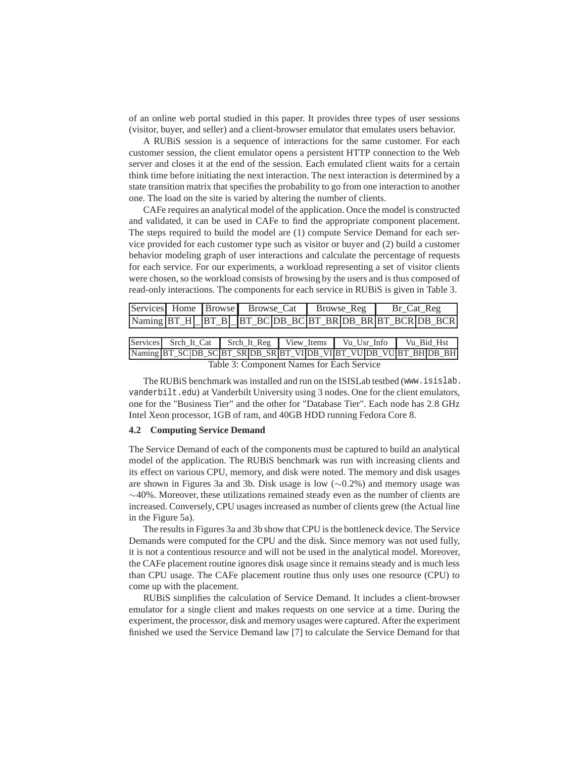of an online web portal studied in this paper. It provides three types of user sessions (visitor, buyer, and seller) and a client-browser emulator that emulates users behavior.

A RUBiS session is a sequence of interactions for the same customer. For each customer session, the client emulator opens a persistent HTTP connection to the Web server and closes it at the end of the session. Each emulated client waits for a certain think time before initiating the next interaction. The next interaction is determined by a state transition matrix that specifies the probability to go from one interaction to another one. The load on the site is varied by altering the number of clients.

CAFe requires an analytical model of the application. Once the model is constructed and validated, it can be used in CAFe to find the appropriate component placement. The steps required to build the model are (1) compute Service Demand for each service provided for each customer type such as visitor or buyer and (2) build a customer behavior modeling graph of user interactions and calculate the percentage of requests for each service. For our experiments, a workload representing a set of visitor clients were chosen, so the workload consists of browsing by the users and is thus composed of read-only interactions. The components for each service in RUBiS is given in Table 3.

| Services | Home | | Browse | | Browse_Cat | | Browse_Reg | | Br_Cat_Reg | |
|---|---|---|---|---|---|---|---|---|---|---|
| Naming | BT_H | _ | BT_B | _ | BT_BC | DB_BC | BT_BR | DB_BR | BT_BCR | DB_BCR |

| Services | Srch_It_Cat | | Srch_It_Reg | | View_Items | | Vu_Usr_Info | | Vu_Bid_Hst | |
|---|---|---|---|---|---|---|---|---|---|---|
| Naming | BT_SC | DB_SC | BT_SR | DB_SR | BT_VI | DB_VI | BT_VU | DB_VU | BT_BH | DB_BH |

Table 3: Component Names for Each Service

The RUBiS benchmark was installed and run on the ISISLab testbed (www.isislab.vanderbilt.edu) at Vanderbilt University using 3 nodes. One for the client emulators, one for the "Business Tier" and the other for "Database Tier". Each node has 2.8 GHz Intel Xeon processor, 1GB of ram, and 40GB HDD running Fedora Core 8.

### 4.2 Computing Service Demand

The Service Demand of each of the components must be captured to build an analytical model of the application. The RUBiS benchmark was run with increasing clients and its effect on various CPU, memory, and disk were noted. The memory and disk usages are shown in Figures 3a and 3b. Disk usage is low ($\sim$0.2%) and memory usage was $\sim$40%. Moreover, these utilizations remained steady even as the number of clients are increased. Conversely, CPU usages increased as number of clients grew (the Actual line in the Figure 5a).

The results in Figures 3a and 3b show that CPU is the bottleneck device. The Service Demands were computed for the CPU and the disk. Since memory was not used fully, it is not a contentious resource and will not be used in the analytical model. Moreover, the CAFe placement routine ignores disk usage since it remains steady and is much less than CPU usage. The CAFe placement routine thus only uses one resource (CPU) to come up with the placement.

RUBiS simplifies the calculation of Service Demand. It includes a client-browser emulator for a single client and makes requests on one service at a time. During the experiment, the processor, disk and memory usages were captured. After the experiment finished we used the Service Demand law [7] to calculate the Service Demand for that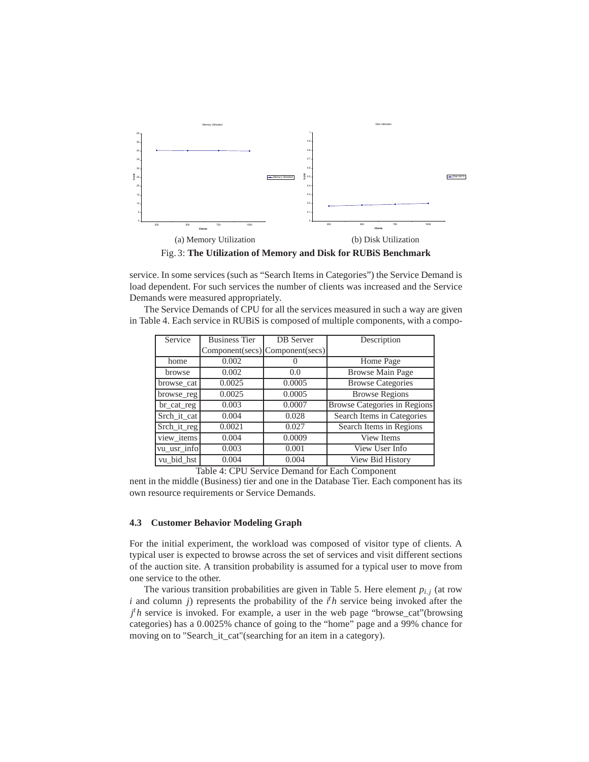(a) Memory Utilization

(b) Disk Utilization

Fig. 3: **The Utilization of Memory and Disk for RUBiS Benchmark**

service. In some services (such as "Search Items in Categories") the Service Demand is load dependent. For such services the number of clients was increased and the Service Demands were measured appropriately.

The Service Demands of CPU for all the services measured in such a way are given in Table 4. Each service in RUBiS is composed of multiple components, with a component in the middle (Business) tier and one in the Database Tier. Each component has its own resource requirements or Service Demands.

| Service | Business Tier Component(secs) | DB Server Component(secs) | Description |
|---|---|---|---|
| home | 0.002 | 0 | Home Page |
| browse | 0.002 | 0.0 | Browse Main Page |
| browse_cat | 0.0025 | 0.0005 | Browse Categories |
| browse_reg | 0.0025 | 0.0005 | Browse Regions |
| br_cat_reg | 0.003 | 0.0007 | Browse Categories in Regions |
| Srch_it_cat | 0.004 | 0.028 | Search Items in Categories |
| Srch_it_reg | 0.0021 | 0.027 | Search Items in Regions |
| view_items | 0.004 | 0.0009 | View Items |
| vu_usr_info | 0.003 | 0.001 | View User Info |
| vu_bid_hst | 0.004 | 0.004 | View Bid History |

Table 4: CPU Service Demand for Each Component

### 4.3 Customer Behavior Modeling Graph

For the initial experiment, the workload was composed of visitor type of clients. A typical user is expected to browse across the set of services and visit different sections of the auction site. A transition probability is assumed for a typical user to move from one service to the other.

The various transition probabilities are given in Table 5. Here element $p_{i,j}$ (at row $i$ and column $j$) represents the probability of the $i^th$ service being invoked after the $j^th$ service is invoked. For example, a user in the web page "browse_cat"(browsing categories) has a 0.0025% chance of going to the "home" page and a 99% chance for moving on to "Search_it_cat"(searching for an item in a category).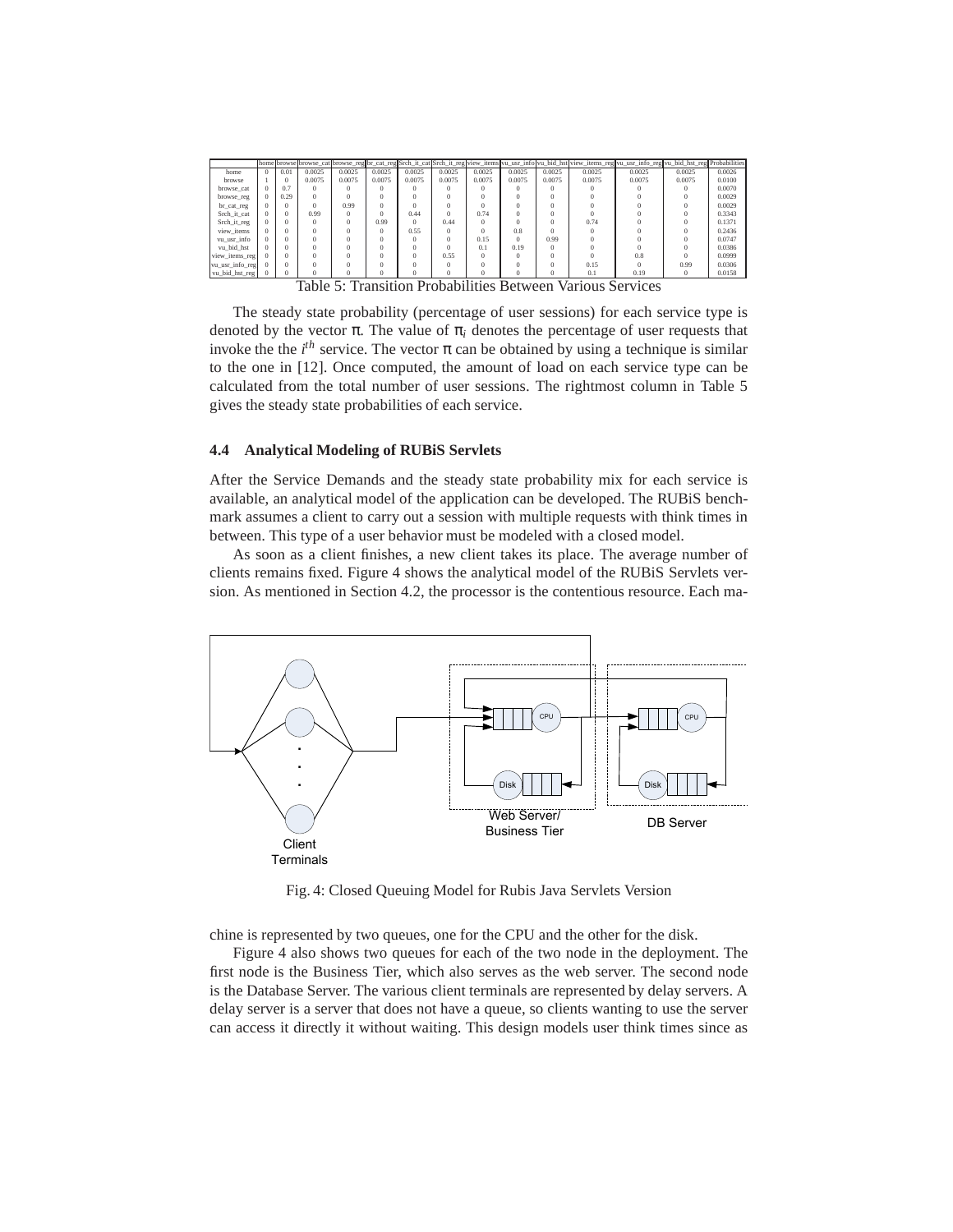| | home | browse | browse_cat | browse_reg | br_cat_reg | Srch_it_cat | Srch_it_reg | view_items | vu_usr_info | vu_bid_hst | view_items_reg | vu_usr_info_reg | vu_bid_hst_reg | Probabilities |
|---|---|---|---|---|---|---|---|---|---|---|---|---|---|---|
| home | 0 | 0.01 | 0.0025 | 0.0025 | 0.0025 | 0.0025 | 0.0025 | 0.0025 | 0.0025 | 0.0025 | 0.0025 | 0.0025 | 0.0025 | 0.0026 |
| browse | 1 | 0 | 0.0075 | 0.0075 | 0.0075 | 0.0075 | 0.0075 | 0.0075 | 0.0075 | 0.0075 | 0.0075 | 0.0075 | 0.0075 | 0.0100 |
| browse_cat | 0 | 0.7 | 0 | 0 | 0 | 0 | 0 | 0 | 0 | 0 | 0 | 0 | 0 | 0.0070 |
| browse_reg | 0 | 0.29 | 0 | 0 | 0 | 0 | 0 | 0 | 0 | 0 | 0 | 0 | 0 | 0.0029 |
| br_cat_reg | 0 | 0 | 0 | 0.99 | 0 | 0 | 0 | 0 | 0 | 0 | 0 | 0 | 0 | 0.0029 |
| Srch_it_cat | 0 | 0 | 0.99 | 0 | 0 | 0.44 | 0 | 0.74 | 0 | 0 | 0 | 0 | 0 | 0.3343 |
| Srch_it_reg | 0 | 0 | 0 | 0 | 0.99 | 0 | 0.44 | 0 | 0 | 0 | 0.74 | 0 | 0 | 0.1371 |
| view_items | 0 | 0 | 0 | 0 | 0 | 0.55 | 0 | 0 | 0.8 | 0 | 0 | 0 | 0 | 0.2436 |
| vu_usr_info | 0 | 0 | 0 | 0 | 0 | 0 | 0 | 0.15 | 0 | 0.99 | 0 | 0 | 0 | 0.0747 |
| vu_bid_hst | 0 | 0 | 0 | 0 | 0 | 0 | 0 | 0.1 | 0.19 | 0 | 0 | 0 | 0 | 0.0386 |
| view_items_reg | 0 | 0 | 0 | 0 | 0 | 0 | 0.55 | 0 | 0 | 0 | 0 | 0.8 | 0 | 0.0999 |
| vu_usr_info_reg | 0 | 0 | 0 | 0 | 0 | 0 | 0 | 0 | 0 | 0 | 0.15 | 0 | 0.99 | 0.0306 |
| vu_bid_hst_reg | 0 | 0 | 0 | 0 | 0 | 0 | 0 | 0 | 0 | 0 | 0.1 | 0.19 | 0 | 0.0158 |

Table 5: Transition Probabilities Between Various Services

The steady state probability (percentage of user sessions) for each service type is denoted by the vector $\pi$. The value of $\pi_i$ denotes the percentage of user requests that invoke the the $i^{th}$ service. The vector $\pi$ can be obtained by using a technique is similar to the one in [12]. Once computed, the amount of load on each service type can be calculated from the total number of user sessions. The rightmost column in Table 5 gives the steady state probabilities of each service.

### 4.4 Analytical Modeling of RUBiS Servlets

After the Service Demands and the steady state probability mix for each service is available, an analytical model of the application can be developed. The RUBiS benchmark assumes a client to carry out a session with multiple requests with think times in between. This type of a user behavior must be modeled with a closed model.

As soon as a client finishes, a new client takes its place. The average number of clients remains fixed. Figure 4 shows the analytical model of the RUBiS Servlets version. As mentioned in Section 4.2, the processor is the contentious resource. Each machine is represented by two queues, one for the CPU and the other for the disk.

Fig. 4: Closed Queuing Model for Rubis Java Servlets Version

Figure 4 also shows two queues for each of the two node in the deployment. The first node is the Business Tier, which also serves as the web server. The second node is the Database Server. The various client terminals are represented by delay servers. A delay server is a server that does not have a queue, so clients wanting to use the server can access it directly it without waiting. This design models user think times since as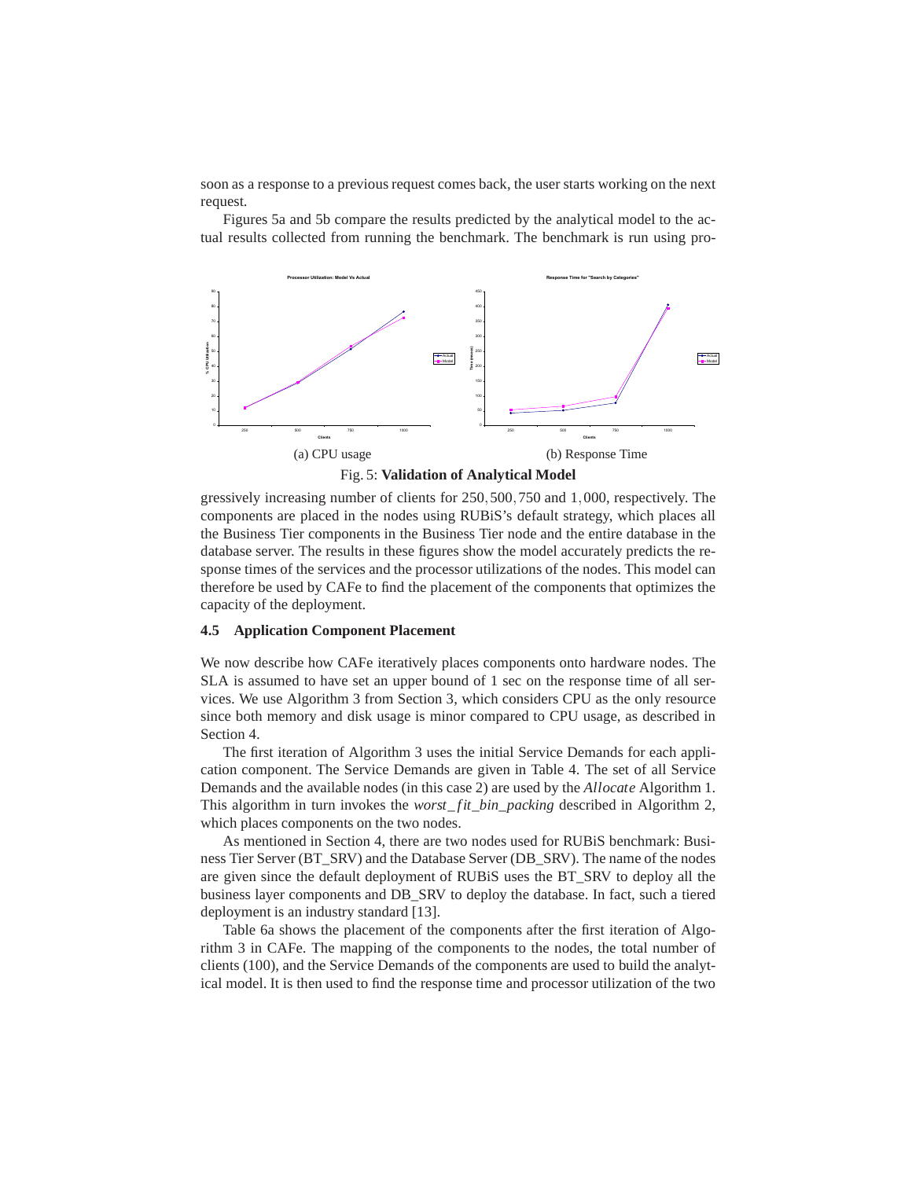soon as a response to a previous request comes back, the user starts working on the next request.

Figures 5a and 5b compare the results predicted by the analytical model to the actual results collected from running the benchmark. The benchmark is run using pro-

(a) CPU usage

(b) Response Time

Fig. 5: **Validation of Analytical Model**

gressively increasing number of clients for 250, 500, 750 and 1,000, respectively. The components are placed in the nodes using RUBiS's default strategy, which places all the Business Tier components in the Business Tier node and the entire database in the database server. The results in these figures show the model accurately predicts the response times of the services and the processor utilizations of the nodes. This model can therefore be used by CAFe to find the placement of the components that optimizes the capacity of the deployment.

### 4.5 Application Component Placement

We now describe how CAFe iteratively places components onto hardware nodes. The SLA is assumed to have set an upper bound of 1 sec on the response time of all services. We use Algorithm 3 from Section 3, which considers CPU as the only resource since both memory and disk usage is minor compared to CPU usage, as described in Section 4.

The first iteration of Algorithm 3 uses the initial Service Demands for each application component. The Service Demands are given in Table 4. The set of all Service Demands and the available nodes (in this case 2) are used by the *Allocate* Algorithm 1. This algorithm in turn invokes the *worst_fit_bin_packing* described in Algorithm 2, which places components on the two nodes.

As mentioned in Section 4, there are two nodes used for RUBiS benchmark: Business Tier Server (BT_SRV) and the Database Server (DB_SRV). The name of the nodes are given since the default deployment of RUBiS uses the BT_SRV to deploy all the business layer components and DB_SRV to deploy the database. In fact, such a tiered deployment is an industry standard [13].

Table 6a shows the placement of the components after the first iteration of Algorithm 3 in CAFe. The mapping of the components to the nodes, the total number of clients (100), and the Service Demands of the components are used to build the analytical model. It is then used to find the response time and processor utilization of the two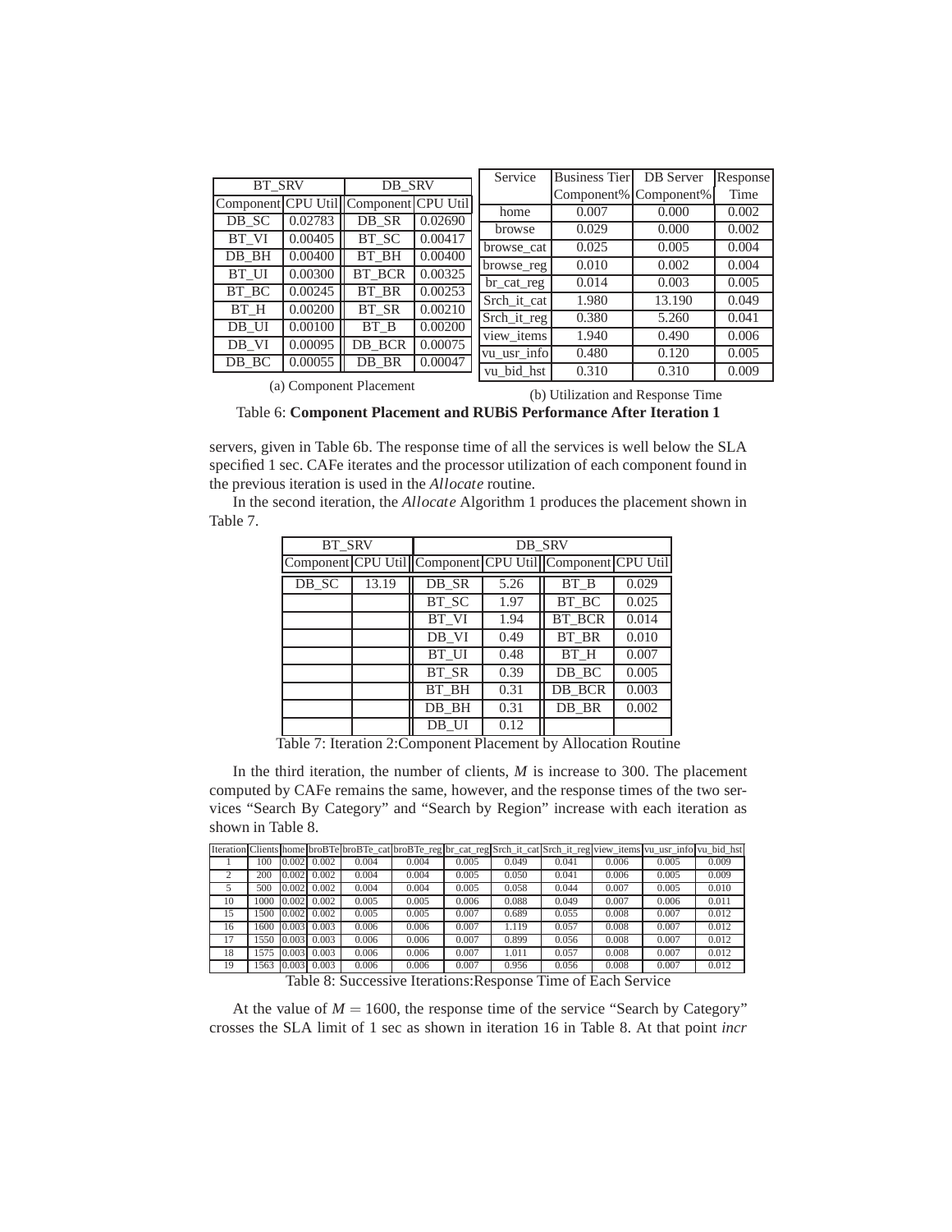| BT_SRV | | DB_SRV | |
|---|---|---|---|
| Component | CPU Util | Component | CPU Util |
| DB_SC | 0.02783 | DB_SR | 0.02690 |
| BT_VI | 0.00405 | BT_SC | 0.00417 |
| DB_BH | 0.00400 | BT_BH | 0.00400 |
| BT_UI | 0.00300 | BT_BCR | 0.00325 |
| BT_BC | 0.00245 | BT_BR | 0.00253 |
| BT_H | 0.00200 | BT_SR | 0.00210 |
| DB_UI | 0.00100 | BT_B | 0.00200 |
| DB_VI | 0.00095 | DB_BCR | 0.00075 |
| DB_BC | 0.00055 | DB_BR | 0.00047 |

(a) Component Placement

| Service | Business Tier Component% | DB Server Component% | Response Time |
|---|---|---|---|
| home | 0.007 | 0.000 | 0.002 |
| browse | 0.029 | 0.000 | 0.002 |
| browse_cat | 0.025 | 0.005 | 0.004 |
| browse_reg | 0.010 | 0.002 | 0.004 |
| br_cat_reg | 0.014 | 0.003 | 0.005 |
| Srch_it_cat | 1.980 | 13.190 | 0.049 |
| Srch_it_reg | 0.380 | 5.260 | 0.041 |
| view_items | 1.940 | 0.490 | 0.006 |
| vu_usr_info | 0.480 | 0.120 | 0.005 |
| vu_bid_hst | 0.310 | 0.310 | 0.009 |

(b) Utilization and Response Time

Table 6: **Component Placement and RUBiS Performance After Iteration 1**

servers, given in Table 6b. The response time of all the services is well below the SLA specified 1 sec. CAFe iterates and the processor utilization of each component found in the previous iteration is used in the *Allocate* routine.

In the second iteration, the *Allocate* Algorithm 1 produces the placement shown in Table 7.

| BT_SRV | | DB_SRV | | | |
|---|---|---|---|---|---|
| Component | CPU Util | Component | CPU Util | Component | CPU Util |
| DB_SC | 13.19 | DB_SR | 5.26 | BT_B | 0.029 |
| | | BT_SC | 1.97 | BT_BC | 0.025 |
| | | BT_VI | 1.94 | BT_BCR | 0.014 |
| | | DB_VI | 0.49 | BT_BR | 0.010 |
| | | BT_UI | 0.48 | BT_H | 0.007 |
| | | BT_SR | 0.39 | DB_BC | 0.005 |
| | | BT_BH | 0.31 | DB_BCR | 0.003 |
| | | DB_BH | 0.31 | DB_BR | 0.002 |
| | | DB_UI | 0.12 | | |

Table 7: Iteration 2:Component Placement by Allocation Routine

In the third iteration, the number of clients, $M$ is increase to 300. The placement computed by CAFe remains the same, however, and the response times of the two services "Search By Category" and "Search by Region" increase with each iteration as shown in Table 8.

| Iteration | Clients | home | broBTe | broBTe_cat | broBTe_reg | br_cat_reg | Srch_it_cat | Srch_it_reg | view_items | vu_usr_info | vu_bid_hst |
|---|---|---|---|---|---|---|---|---|---|---|---|
| 1 | 100 | 0.002 | 0.002 | 0.004 | 0.004 | 0.005 | 0.049 | 0.041 | 0.006 | 0.005 | 0.009 |
| 2 | 200 | 0.002 | 0.002 | 0.004 | 0.004 | 0.005 | 0.050 | 0.041 | 0.006 | 0.005 | 0.009 |
| 5 | 500 | 0.002 | 0.002 | 0.004 | 0.004 | 0.005 | 0.058 | 0.044 | 0.007 | 0.005 | 0.010 |
| 10 | 1000 | 0.002 | 0.002 | 0.005 | 0.005 | 0.006 | 0.088 | 0.049 | 0.007 | 0.006 | 0.011 |
| 15 | 1500 | 0.002 | 0.002 | 0.005 | 0.005 | 0.007 | 0.689 | 0.055 | 0.008 | 0.007 | 0.012 |
| 16 | 1600 | 0.003 | 0.003 | 0.006 | 0.006 | 0.007 | 1.119 | 0.057 | 0.008 | 0.007 | 0.012 |
| 17 | 1550 | 0.003 | 0.003 | 0.006 | 0.006 | 0.007 | 0.899 | 0.056 | 0.008 | 0.007 | 0.012 |
| 18 | 1575 | 0.003 | 0.003 | 0.006 | 0.006 | 0.007 | 1.011 | 0.057 | 0.008 | 0.007 | 0.012 |
| 19 | 1563 | 0.003 | 0.003 | 0.006 | 0.006 | 0.007 | 0.956 | 0.056 | 0.008 | 0.007 | 0.012 |

Table 8: Successive Iterations:Response Time of Each Service

At the value of $M = 1600$, the response time of the service "Search by Category" crosses the SLA limit of 1 sec as shown in iteration 16 in Table 8. At that point *incr*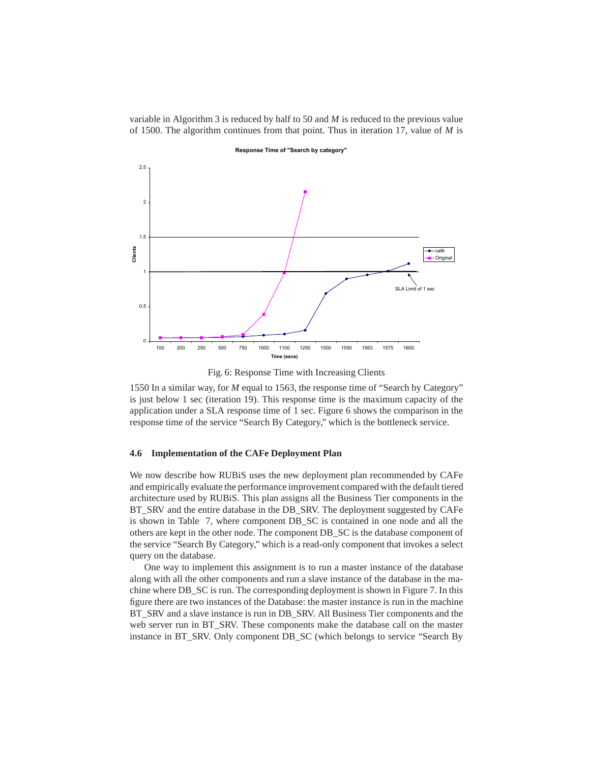variable in Algorithm 3 is reduced by half to 50 and *M* is reduced to the previous value of 1500. The algorithm continues from that point. Thus in iteration 17, value of *M* is

Fig. 6: Response Time with Increasing Clients

1550 In a similar way, for *M* equal to 1563, the response time of "Search by Category" is just below 1 sec (iteration 19). This response time is the maximum capacity of the application under a SLA response time of 1 sec. Figure 6 shows the comparison in the response time of the service "Search By Category," which is the bottleneck service.

### 4.6 Implementation of the CAFe Deployment Plan

We now describe how RUBiS uses the new deployment plan recommended by CAFe and empirically evaluate the performance improvement compared with the default tiered architecture used by RUBiS. This plan assigns all the Business Tier components in the BT_SRV and the entire database in the DB_SRV. The deployment suggested by CAFe is shown in Table 7, where component DB_SC is contained in one node and all the others are kept in the other node. The component DB_SC is the database component of the service "Search By Category," which is a read-only component that invokes a select query on the database.

One way to implement this assignment is to run a master instance of the database along with all the other components and run a slave instance of the database in the machine where DB_SC is run. The corresponding deployment is shown in Figure 7. In this figure there are two instances of the Database: the master instance is run in the machine BT_SRV and a slave instance is run in DB_SRV. All Business Tier components and the web server run in BT_SRV. These components make the database call on the master instance in BT_SRV. Only component DB_SC (which belongs to service "Search By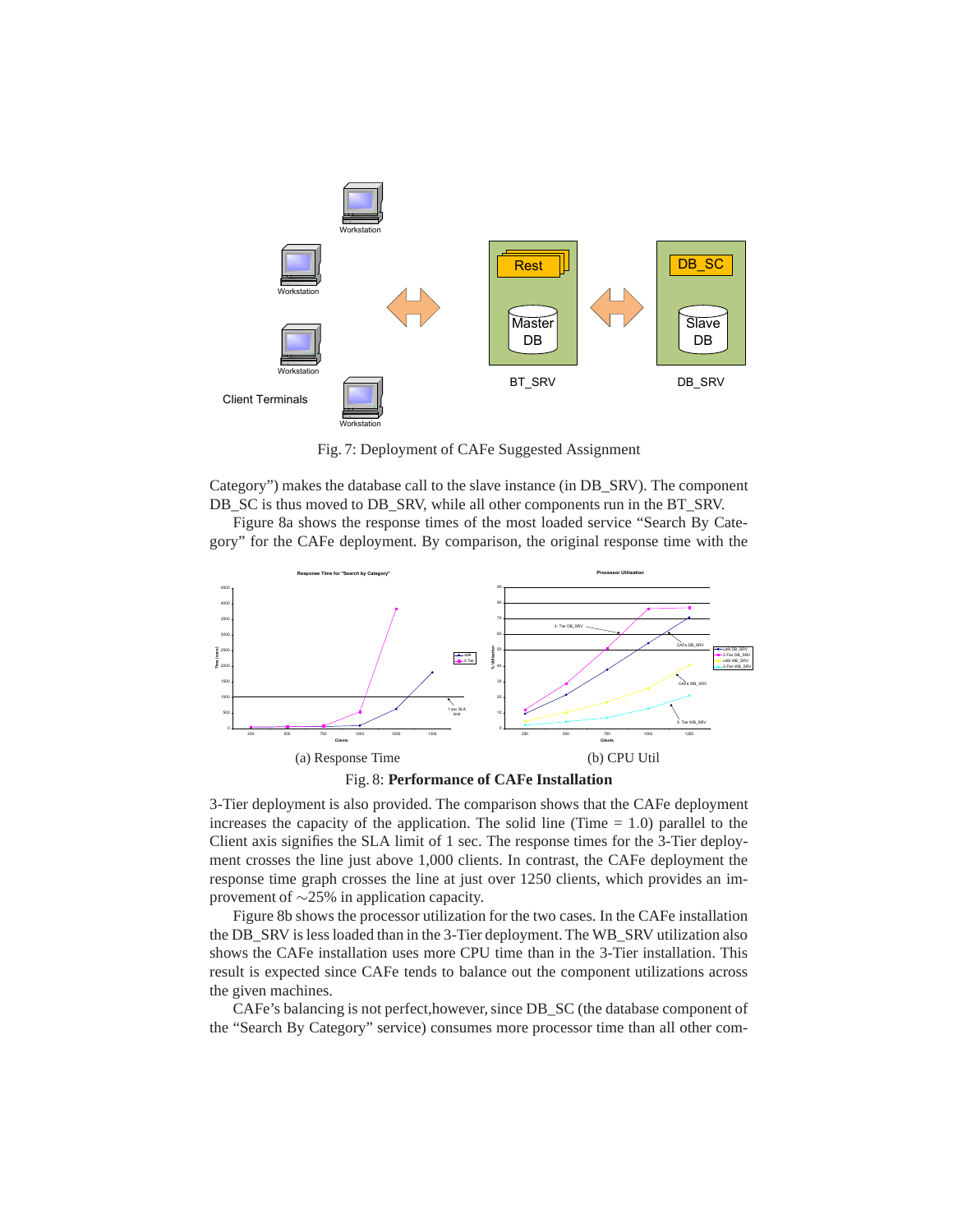Fig. 7: Deployment of CAFe Suggested Assignment

Category") makes the database call to the slave instance (in DB_SRV). The component DB_SC is thus moved to DB_SRV, while all other components run in the BT_SRV.

Figure 8a shows the response times of the most loaded service "Search By Category" for the CAFe deployment. By comparison, the original response time with the

(a) Response Time

(b) CPU Util

Fig. 8: **Performance of CAFe Installation**

3-Tier deployment is also provided. The comparison shows that the CAFe deployment increases the capacity of the application. The solid line (Time = 1.0) parallel to the Client axis signifies the SLA limit of 1 sec. The response times for the 3-Tier deployment crosses the line just above 1,000 clients. In contrast, the CAFe deployment the response time graph crosses the line at just over 1250 clients, which provides an improvement of ∼25% in application capacity.

Figure 8b shows the processor utilization for the two cases. In the CAFe installation the DB_SRV is less loaded than in the 3-Tier deployment. The WB_SRV utilization also shows the CAFe installation uses more CPU time than in the 3-Tier installation. This result is expected since CAFe tends to balance out the component utilizations across the given machines.

CAFe's balancing is not perfect,however, since DB_SC (the database component of the "Search By Category" service) consumes more processor time than all other com-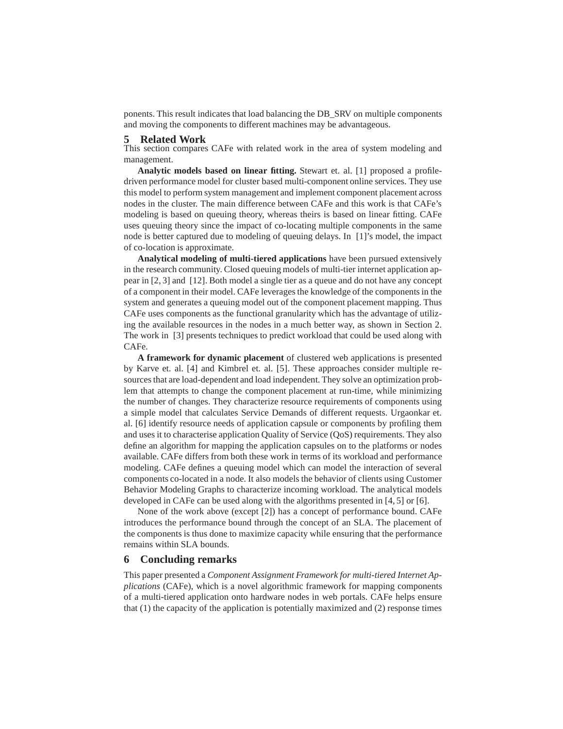ponents. This result indicates that load balancing the DB_SRV on multiple components and moving the components to different machines may be advantageous.

## 5 Related Work

This section compares CAFe with related work in the area of system modeling and management.

**Analytic models based on linear fitting.** Stewart et. al. [1] proposed a profile-driven performance model for cluster based multi-component online services. They use this model to perform system management and implement component placement across nodes in the cluster. The main difference between CAFe and this work is that CAFe's modeling is based on queuing theory, whereas theirs is based on linear fitting. CAFe uses queuing theory since the impact of co-locating multiple components in the same node is better captured due to modeling of queuing delays. In [1]'s model, the impact of co-location is approximate.

**Analytical modeling of multi-tiered applications** have been pursued extensively in the research community. Closed queuing models of multi-tier internet application appear in [2, 3] and [12]. Both model a single tier as a queue and do not have any concept of a component in their model. CAFe leverages the knowledge of the components in the system and generates a queuing model out of the component placement mapping. Thus CAFe uses components as the functional granularity which has the advantage of utilizing the available resources in the nodes in a much better way, as shown in Section 2. The work in [3] presents techniques to predict workload that could be used along with CAFe.

**A framework for dynamic placement** of clustered web applications is presented by Karve et. al. [4] and Kimbrel et. al. [5]. These approaches consider multiple resources that are load-dependent and load independent. They solve an optimization problem that attempts to change the component placement at run-time, while minimizing the number of changes. They characterize resource requirements of components using a simple model that calculates Service Demands of different requests. Urgaonkar et. al. [6] identify resource needs of application capsule or components by profiling them and uses it to characterise application Quality of Service (QoS) requirements. They also define an algorithm for mapping the application capsules on to the platforms or nodes available. CAFe differs from both these work in terms of its workload and performance modeling. CAFe defines a queuing model which can model the interaction of several components co-located in a node. It also models the behavior of clients using Customer Behavior Modeling Graphs to characterize incoming workload. The analytical models developed in CAFe can be used along with the algorithms presented in [4, 5] or [6].

None of the work above (except [2]) has a concept of performance bound. CAFe introduces the performance bound through the concept of an SLA. The placement of the components is thus done to maximize capacity while ensuring that the performance remains within SLA bounds.

## 6 Concluding remarks

This paper presented a *Component Assignment Framework for multi-tiered Internet Applications* (CAFe), which is a novel algorithmic framework for mapping components of a multi-tiered application onto hardware nodes in web portals. CAFe helps ensure that (1) the capacity of the application is potentially maximized and (2) response times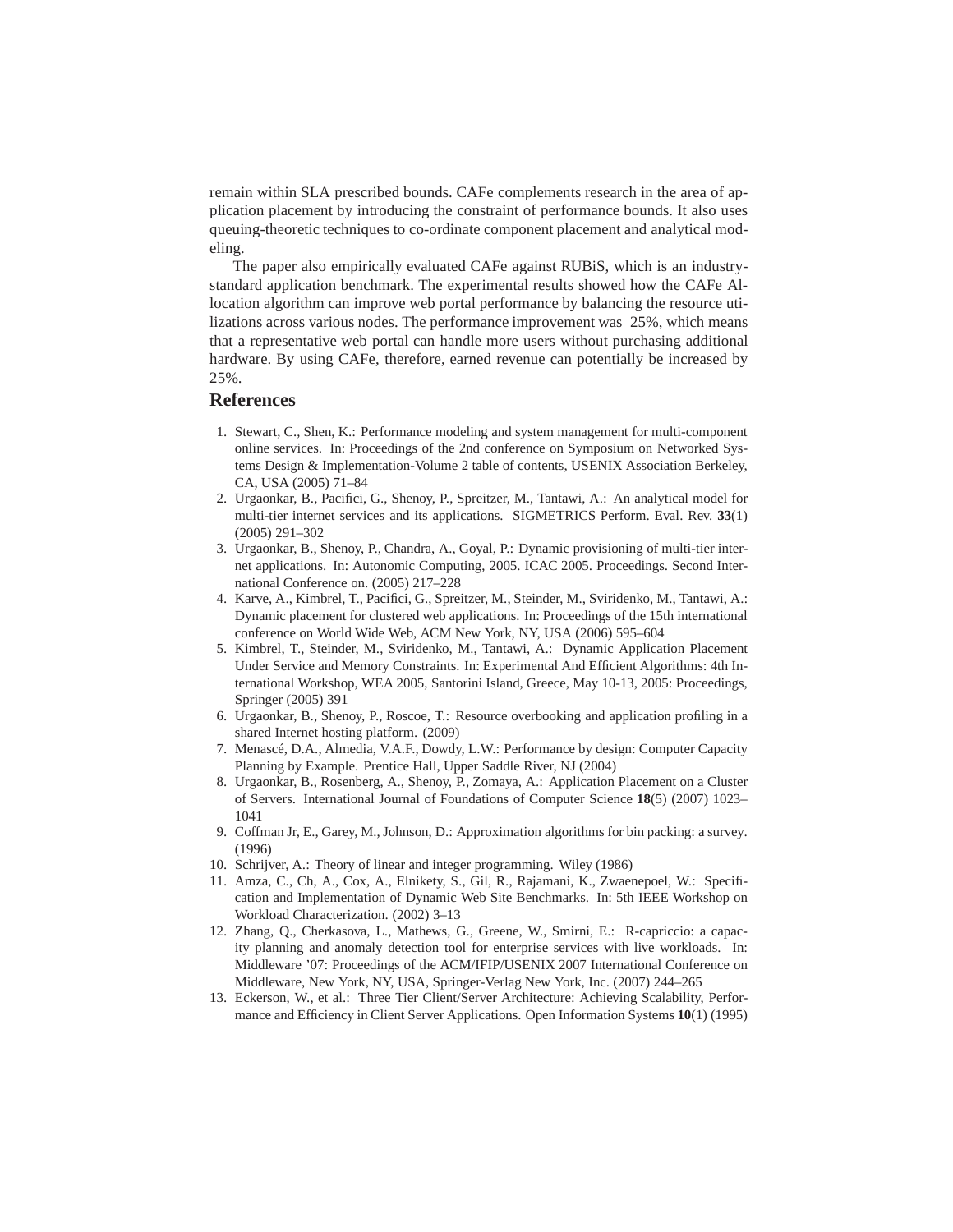remain within SLA prescribed bounds. CAFe complements research in the area of application placement by introducing the constraint of performance bounds. It also uses queuing-theoretic techniques to co-ordinate component placement and analytical modeling.

The paper also empirically evaluated CAFe against RUBiS, which is an industry-standard application benchmark. The experimental results showed how the CAFe Allocation algorithm can improve web portal performance by balancing the resource utilizations across various nodes. The performance improvement was 25%, which means that a representative web portal can handle more users without purchasing additional hardware. By using CAFe, therefore, earned revenue can potentially be increased by 25%.

## References

1. Stewart, C., Shen, K.: Performance modeling and system management for multi-component online services. In: Proceedings of the 2nd conference on Symposium on Networked Systems Design & Implementation-Volume 2 table of contents, USENIX Association Berkeley, CA, USA (2005) 71–84
2. Urgaonkar, B., Pacifici, G., Shenoy, P., Spreitzer, M., Tantawi, A.: An analytical model for multi-tier internet services and its applications. SIGMETRICS Perform. Eval. Rev. **33**(1) (2005) 291–302
3. Urgaonkar, B., Shenoy, P., Chandra, A., Goyal, P.: Dynamic provisioning of multi-tier internet applications. In: Autonomic Computing, 2005. ICAC 2005. Proceedings. Second International Conference on. (2005) 217–228
4. Karve, A., Kimbrel, T., Pacifici, G., Spreitzer, M., Steinder, M., Sviridenko, M., Tantawi, A.: Dynamic placement for clustered web applications. In: Proceedings of the 15th international conference on World Wide Web, ACM New York, NY, USA (2006) 595–604
5. Kimbrel, T., Steinder, M., Sviridenko, M., Tantawi, A.: Dynamic Application Placement Under Service and Memory Constraints. In: Experimental And Efficient Algorithms: 4th International Workshop, WEA 2005, Santorini Island, Greece, May 10-13, 2005: Proceedings, Springer (2005) 391
6. Urgaonkar, B., Shenoy, P., Roscoe, T.: Resource overbooking and application profiling in a shared Internet hosting platform. (2009)
7. Menascé, D.A., Almedia, V.A.F., Dowdy, L.W.: Performance by design: Computer Capacity Planning by Example. Prentice Hall, Upper Saddle River, NJ (2004)
8. Urgaonkar, B., Rosenberg, A., Shenoy, P., Zomaya, A.: Application Placement on a Cluster of Servers. International Journal of Foundations of Computer Science **18**(5) (2007) 1023–1041
9. Coffman Jr, E., Garey, M., Johnson, D.: Approximation algorithms for bin packing: a survey. (1996)
10. Schrijver, A.: Theory of linear and integer programming. Wiley (1986)
11. Amza, C., Ch, A., Cox, A., Elnikety, S., Gil, R., Rajamani, K., Zwaenepoel, W.: Specification and Implementation of Dynamic Web Site Benchmarks. In: 5th IEEE Workshop on Workload Characterization. (2002) 3–13
12. Zhang, Q., Cherkasova, L., Mathews, G., Greene, W., Smirni, E.: R-capriccio: a capacity planning and anomaly detection tool for enterprise services with live workloads. In: Middleware '07: Proceedings of the ACM/IFIP/USENIX 2007 International Conference on Middleware, New York, NY, USA, Springer-Verlag New York, Inc. (2007) 244–265
13. Eckerson, W., et al.: Three Tier Client/Server Architecture: Achieving Scalability, Performance and Efficiency in Client Server Applications. Open Information Systems **10**(1) (1995)